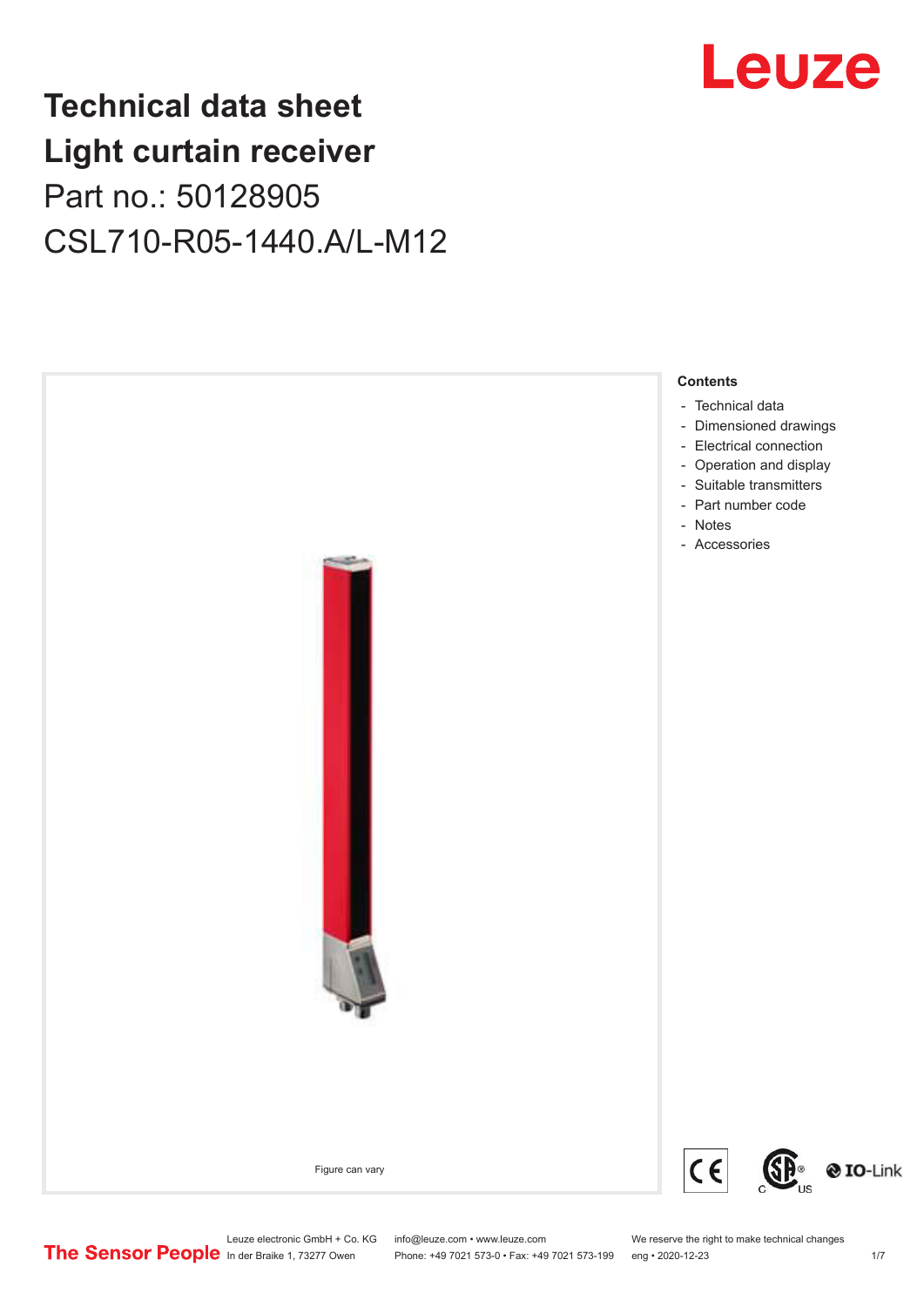# Technical data sheet
# Light curtain receiver
## Part no.: 50128905
## CSL710-R05-1440.A/L-M12

Figure can vary

**Contents**

- Technical data
- Dimensioned drawings
- Electrical connection
- Operation and display
- Suitable transmitters
- Part number code
- Notes
- Accessories

Leuze electronic GmbH + Co. KG
In der Braike 1, 73277 Owen

info@leuze.com • www.leuze.com
Phone: +49 7021 573-0 • Fax: +49 7021 573-199

We reserve the right to make technical changes
eng • 2020-12-23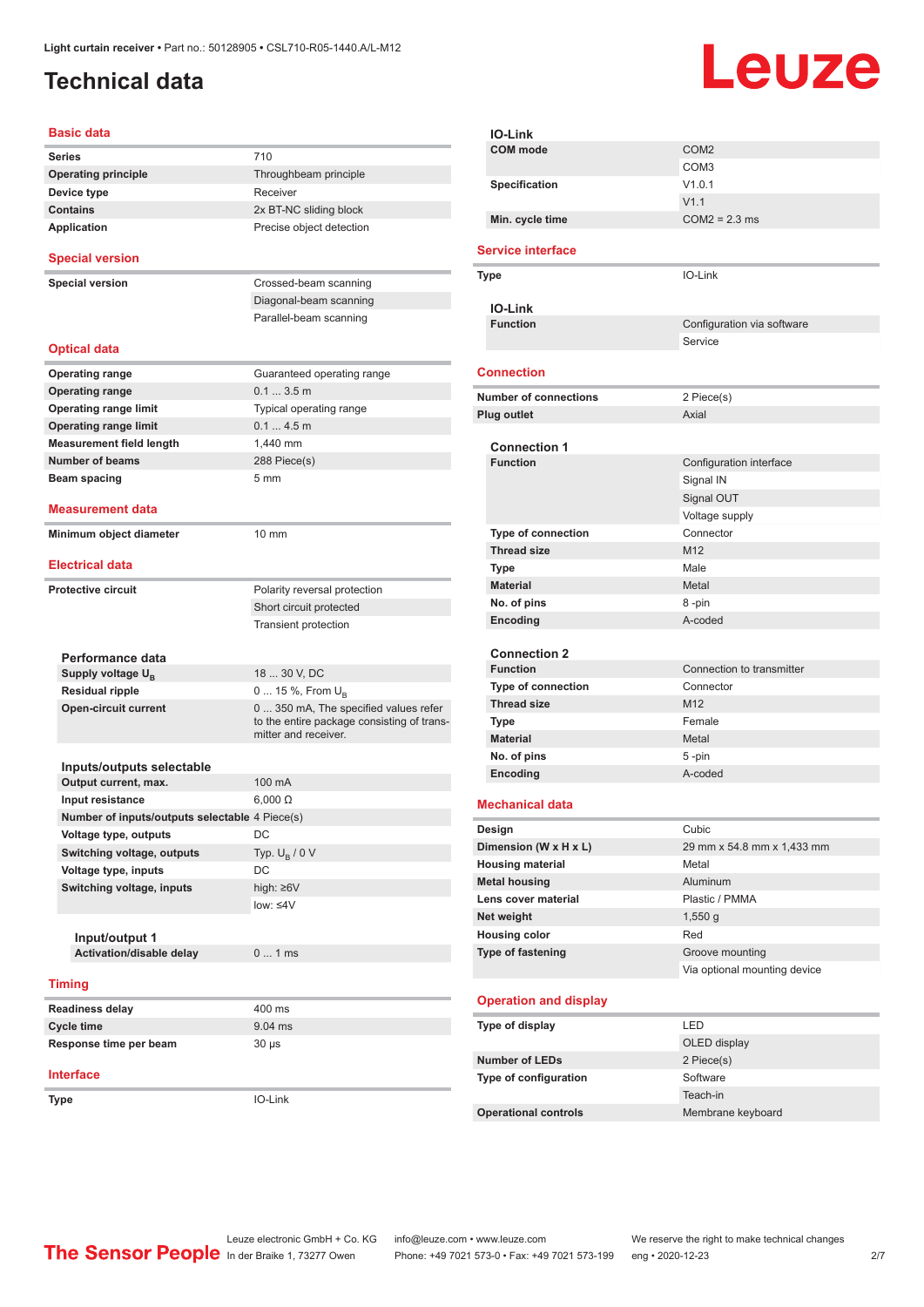Light curtain receiver • Part no.: 50128905 • CSL710-R05-1440.A/L-M12

# Technical data

## Basic data

| | |
|---|---|
| **Series** | 710 |
| **Operating principle** | Throughbeam principle |
| **Device type** | Receiver |
| **Contains** | 2x BT-NC sliding block |
| **Application** | Precise object detection |

## Special version

| | |
|---|---|
| **Special version** | Crossed-beam scanning |
| | Diagonal-beam scanning |
| | Parallel-beam scanning |

## Optical data

| | |
|---|---|
| **Operating range** | Guaranteed operating range |
| **Operating range** | 0.1 ... 3.5 m |
| **Operating range limit** | Typical operating range |
| **Operating range limit** | 0.1 ... 4.5 m |
| **Measurement field length** | 1,440 mm |
| **Number of beams** | 288 Piece(s) |
| **Beam spacing** | 5 mm |

## Measurement data

| | |
|---|---|
| **Minimum object diameter** | 10 mm |

## Electrical data

| | |
|---|---|
| **Protective circuit** | Polarity reversal protection |
| | Short circuit protected |
| | Transient protection |

### Performance data

| | |
|---|---|
| **Supply voltage $U_B$** | 18 ... 30 V, DC |
| **Residual ripple** | 0 ... 15 %, From $U_B$ |
| **Open-circuit current** | 0 ... 350 mA, The specified values refer to the entire package consisting of transmitter and receiver. |

### Inputs/outputs selectable

| | |
|---|---|
| **Output current, max.** | 100 mA |
| **Input resistance** | 6,000 Ω |
| **Number of inputs/outputs selectable** | 4 Piece(s) |
| **Voltage type, outputs** | DC |
| **Switching voltage, outputs** | Typ. $U_B$ / 0 V |
| **Voltage type, inputs** | DC |
| **Switching voltage, inputs** | high: ≥6V |
| | low: ≤4V |

#### Input/output 1

| | |
|---|---|
| **Activation/disable delay** | 0 ... 1 ms |

## Timing

| | |
|---|---|
| **Readiness delay** | 400 ms |
| **Cycle time** | 9.04 ms |
| **Response time per beam** | 30 µs |

## Interface

| | |
|---|---|
| **Type** | IO-Link |

### IO-Link

| | |
|---|---|
| **COM mode** | COM2 |
| | COM3 |
| **Specification** | V1.0.1 |
| | V1.1 |
| **Min. cycle time** | COM2 = 2.3 ms |

## Service interface

| | |
|---|---|
| **Type** | IO-Link |

### IO-Link

| | |
|---|---|
| **Function** | Configuration via software |
| | Service |

## Connection

| | |
|---|---|
| **Number of connections** | 2 Piece(s) |
| **Plug outlet** | Axial |

### Connection 1

| | |
|---|---|
| **Function** | Configuration interface |
| | Signal IN |
| | Signal OUT |
| | Voltage supply |
| **Type of connection** | Connector |
| **Thread size** | M12 |
| **Type** | Male |
| **Material** | Metal |
| **No. of pins** | 8 -pin |
| **Encoding** | A-coded |

### Connection 2

| | |
|---|---|
| **Function** | Connection to transmitter |
| **Type of connection** | Connector |
| **Thread size** | M12 |
| **Type** | Female |
| **Material** | Metal |
| **No. of pins** | 5 -pin |
| **Encoding** | A-coded |

## Mechanical data

| | |
|---|---|
| **Design** | Cubic |
| **Dimension (W x H x L)** | 29 mm x 54.8 mm x 1,433 mm |
| **Housing material** | Metal |
| **Metal housing** | Aluminum |
| **Lens cover material** | Plastic / PMMA |
| **Net weight** | 1,550 g |
| **Housing color** | Red |
| **Type of fastening** | Groove mounting |
| | Via optional mounting device |

## Operation and display

| | |
|---|---|
| **Type of display** | LED |
| | OLED display |
| **Number of LEDs** | 2 Piece(s) |
| **Type of configuration** | Software |
| | Teach-in |
| **Operational controls** | Membrane keyboard |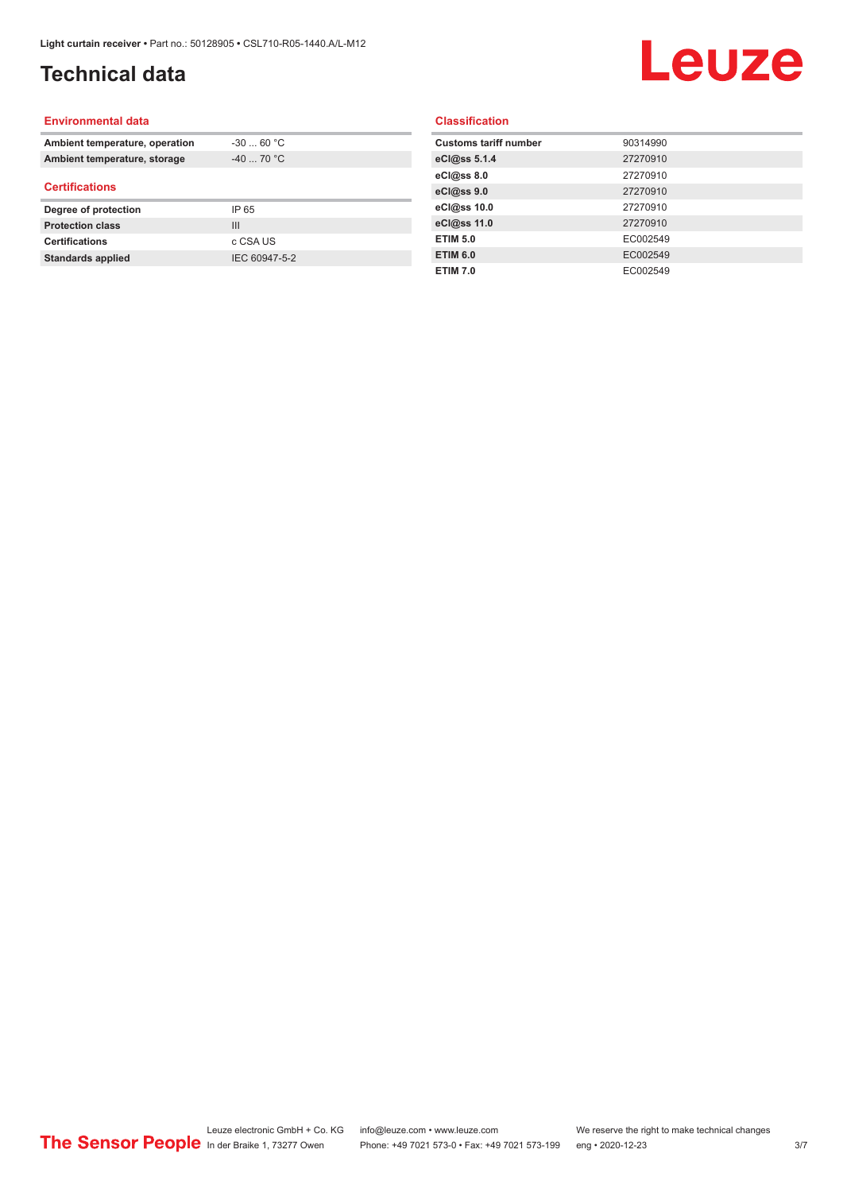# Technical data

## Environmental data

| | |
|---|---|
| **Ambient temperature, operation** | -30 ... 60 °C |
| **Ambient temperature, storage** | -40 ... 70 °C |

## Certifications

| | |
|---|---|
| **Degree of protection** | IP 65 |
| **Protection class** | III |
| **Certifications** | c CSA US |
| **Standards applied** | IEC 60947-5-2 |

## Classification

| | |
|---|---|
| **Customs tariff number** | 90314990 |
| **eCl@ss 5.1.4** | 27270910 |
| **eCl@ss 8.0** | 27270910 |
| **eCl@ss 9.0** | 27270910 |
| **eCl@ss 10.0** | 27270910 |
| **eCl@ss 11.0** | 27270910 |
| **ETIM 5.0** | EC002549 |
| **ETIM 6.0** | EC002549 |
| **ETIM 7.0** | EC002549 |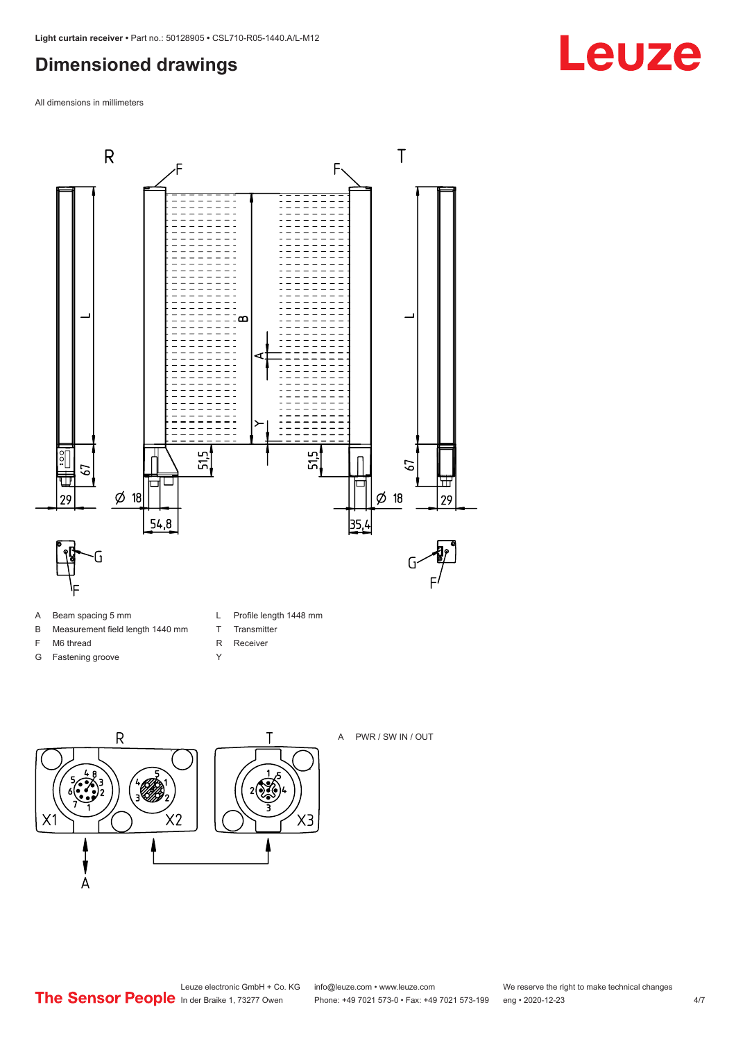## Dimensioned drawings

All dimensions in millimeters

| | | | |
|---|---|---|---|
| A | Beam spacing 5 mm | L | Profile length 1448 mm |
| B | Measurement field length 1440 mm | T | Transmitter |
| F | M6 thread | R | Receiver |
| G | Fastening groove | Y | |

A PWR / SW IN / OUT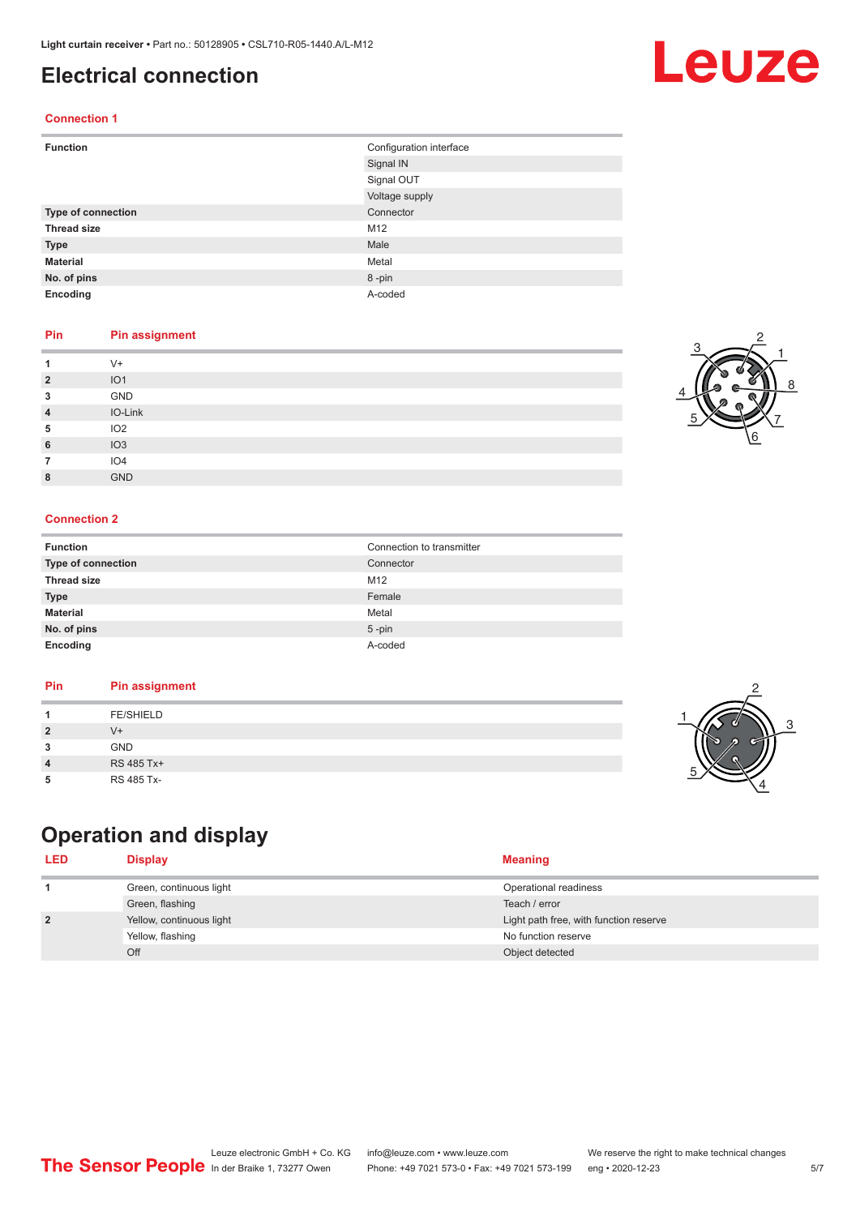# Electrical connection

## Connection 1

| | |
|---|---|
| **Function** | Configuration interface |
| | Signal IN |
| | Signal OUT |
| | Voltage supply |
| **Type of connection** | Connector |
| **Thread size** | M12 |
| **Type** | Male |
| **Material** | Metal |
| **No. of pins** | 8 -pin |
| **Encoding** | A-coded |

| Pin | Pin assignment |
|---|---|
| **1** | V+ |
| **2** | IO1 |
| **3** | GND |
| **4** | IO-Link |
| **5** | IO2 |
| **6** | IO3 |
| **7** | IO4 |
| **8** | GND |

## Connection 2

| | |
|---|---|
| **Function** | Connection to transmitter |
| **Type of connection** | Connector |
| **Thread size** | M12 |
| **Type** | Female |
| **Material** | Metal |
| **No. of pins** | 5 -pin |
| **Encoding** | A-coded |

| Pin | Pin assignment |
|---|---|
| **1** | FE/SHIELD |
| **2** | V+ |
| **3** | GND |
| **4** | RS 485 Tx+ |
| **5** | RS 485 Tx- |

# Operation and display

| LED | Display | Meaning |
|---|---|---|
| **1** | Green, continuous light | Operational readiness |
| | Green, flashing | Teach / error |
| **2** | Yellow, continuous light | Light path free, with function reserve |
| | Yellow, flashing | No function reserve |
| | Off | Object detected |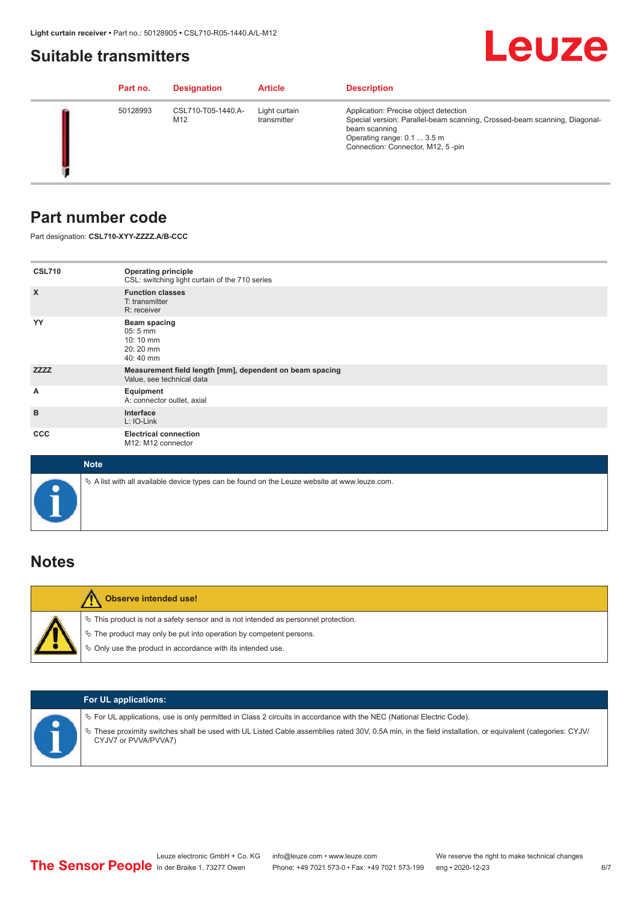## Suitable transmitters

| Part no. | Designation | Article | Description |
|---|---|---|---|
| 50128993 | CSL710-T05-1440.A-M12 | Light curtain transmitter | Application: Precise object detection<br>Special version: Parallel-beam scanning, Crossed-beam scanning, Diagonal-beam scanning<br>Operating range: 0.1 ... 3.5 m<br>Connection: Connector, M12, 5 -pin |

## Part number code

Part designation: **CSL710-XYY-ZZZZ.A/B-CCC**

| | |
|---|---|
| **CSL710** | **Operating principle**<br>CSL: switching light curtain of the 710 series |
| **X** | **Function classes**<br>T: transmitter<br>R: receiver |
| **YY** | **Beam spacing**<br>05: 5 mm<br>10: 10 mm<br>20: 20 mm<br>40: 40 mm |
| **ZZZZ** | **Measurement field length [mm], dependent on beam spacing**<br>Value, see technical data |
| **A** | **Equipment**<br>A: connector outlet, axial |
| **B** | **Interface**<br>L: IO-Link |
| **CCC** | **Electrical connection**<br>M12: M12 connector |

**Note**

- A list with all available device types can be found on the Leuze website at www.leuze.com.

## Notes

**Observe intended use!**

- This product is not a safety sensor and is not intended as personnel protection.
- The product may only be put into operation by competent persons.
- Only use the product in accordance with its intended use.

**For UL applications:**

- For UL applications, use is only permitted in Class 2 circuits in accordance with the NEC (National Electric Code).
- These proximity switches shall be used with UL Listed Cable assemblies rated 30V, 0.5A min, in the field installation, or equivalent (categories: CYJV/CYJV7 or PVVA/PVVA7)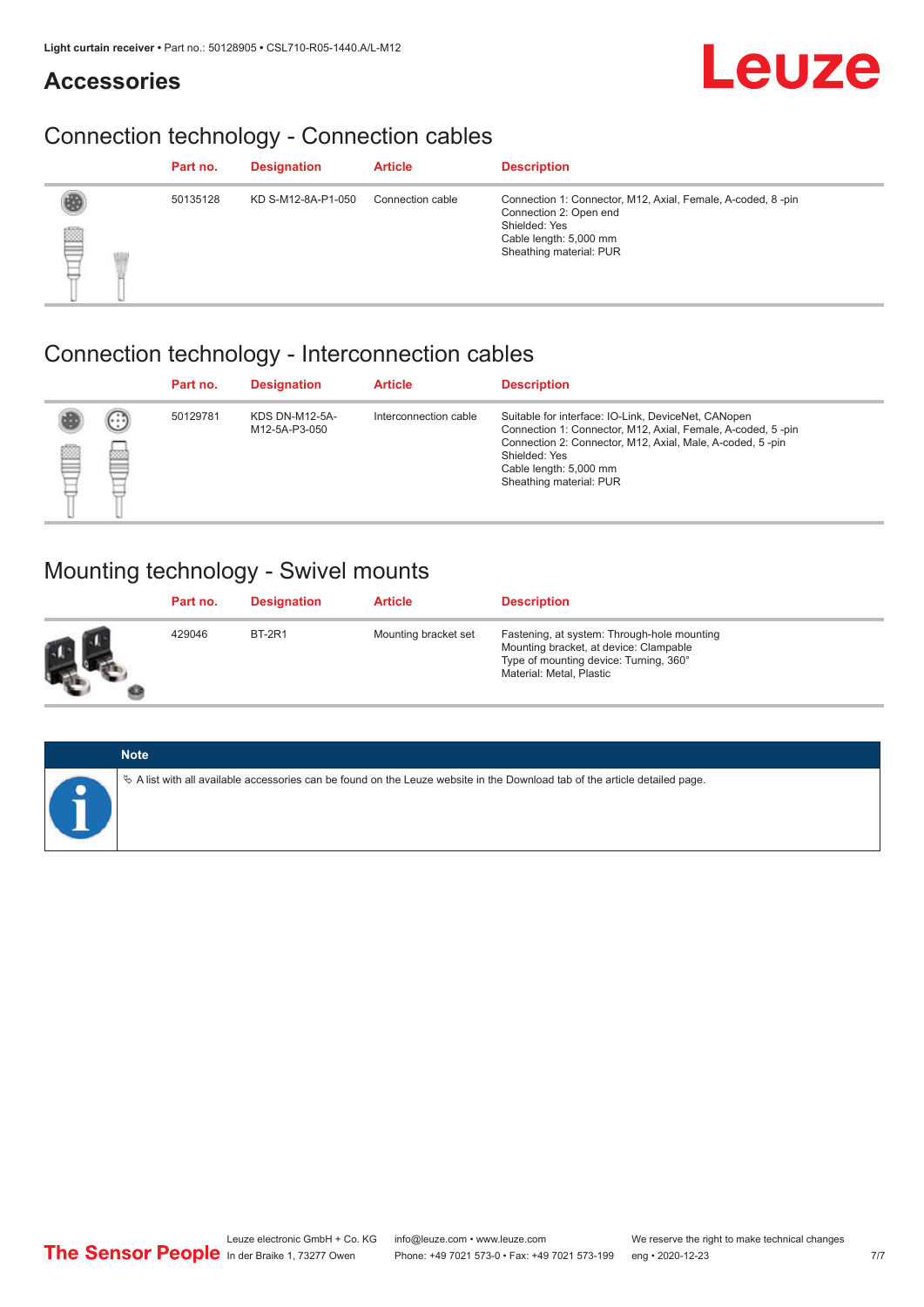## Accessories

## Connection technology - Connection cables

| | Part no. | Designation | Article | Description |
|---|---|---|---|---|
| | 50135128 | KD S-M12-8A-P1-050 | Connection cable | Connection 1: Connector, M12, Axial, Female, A-coded, 8 -pin<br>Connection 2: Open end<br>Shielded: Yes<br>Cable length: 5,000 mm<br>Sheathing material: PUR |

## Connection technology - Interconnection cables

| | Part no. | Designation | Article | Description |
|---|---|---|---|---|
| | 50129781 | KDS DN-M12-5A-M12-5A-P3-050 | Interconnection cable | Suitable for interface: IO-Link, DeviceNet, CANopen<br>Connection 1: Connector, M12, Axial, Female, A-coded, 5 -pin<br>Connection 2: Connector, M12, Axial, Male, A-coded, 5 -pin<br>Shielded: Yes<br>Cable length: 5,000 mm<br>Sheathing material: PUR |

## Mounting technology - Swivel mounts

| | Part no. | Designation | Article | Description |
|---|---|---|---|---|
| | 429046 | BT-2R1 | Mounting bracket set | Fastening, at system: Through-hole mounting<br>Mounting bracket, at device: Clampable<br>Type of mounting device: Turning, 360°<br>Material: Metal, Plastic |

**Note**

✎ A list with all available accessories can be found on the Leuze website in the Download tab of the article detailed page.